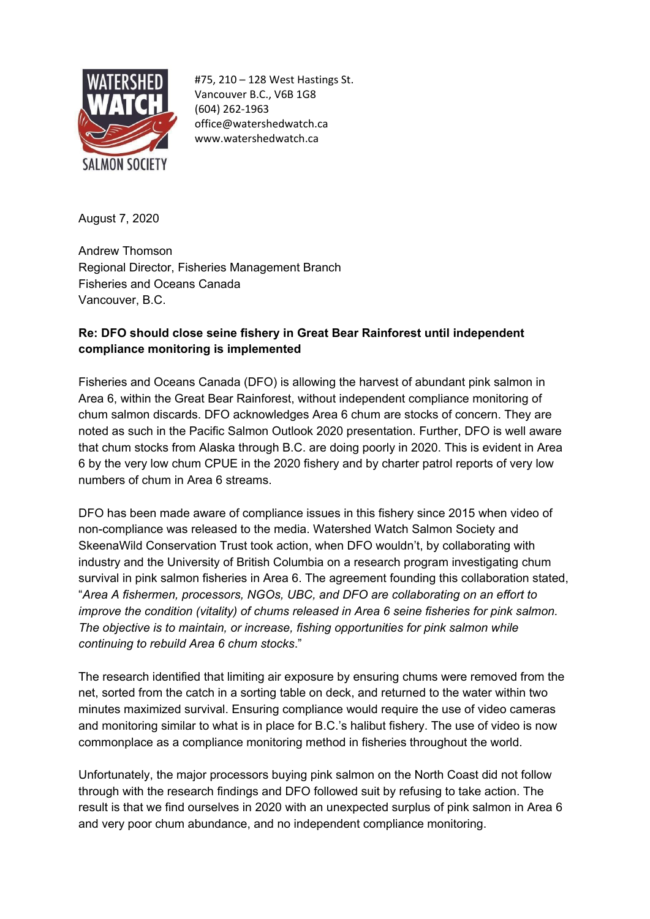#75, 210 – 128 West Hastings St.
Vancouver B.C., V6B 1G8
(604) 262-1963
office@watershedwatch.ca
www.watershedwatch.ca

August 7, 2020

Andrew Thomson
Regional Director, Fisheries Management Branch
Fisheries and Oceans Canada
Vancouver, B.C.

**Re: DFO should close seine fishery in Great Bear Rainforest until independent compliance monitoring is implemented**

Fisheries and Oceans Canada (DFO) is allowing the harvest of abundant pink salmon in Area 6, within the Great Bear Rainforest, without independent compliance monitoring of chum salmon discards. DFO acknowledges Area 6 chum are stocks of concern. They are noted as such in the Pacific Salmon Outlook 2020 presentation. Further, DFO is well aware that chum stocks from Alaska through B.C. are doing poorly in 2020. This is evident in Area 6 by the very low chum CPUE in the 2020 fishery and by charter patrol reports of very low numbers of chum in Area 6 streams.

DFO has been made aware of compliance issues in this fishery since 2015 when video of non-compliance was released to the media. Watershed Watch Salmon Society and SkeenaWild Conservation Trust took action, when DFO wouldn't, by collaborating with industry and the University of British Columbia on a research program investigating chum survival in pink salmon fisheries in Area 6. The agreement founding this collaboration stated, "*Area A fishermen, processors, NGOs, UBC, and DFO are collaborating on an effort to improve the condition (vitality) of chums released in Area 6 seine fisheries for pink salmon. The objective is to maintain, or increase, fishing opportunities for pink salmon while continuing to rebuild Area 6 chum stocks*."

The research identified that limiting air exposure by ensuring chums were removed from the net, sorted from the catch in a sorting table on deck, and returned to the water within two minutes maximized survival. Ensuring compliance would require the use of video cameras and monitoring similar to what is in place for B.C.'s halibut fishery. The use of video is now commonplace as a compliance monitoring method in fisheries throughout the world.

Unfortunately, the major processors buying pink salmon on the North Coast did not follow through with the research findings and DFO followed suit by refusing to take action. The result is that we find ourselves in 2020 with an unexpected surplus of pink salmon in Area 6 and very poor chum abundance, and no independent compliance monitoring.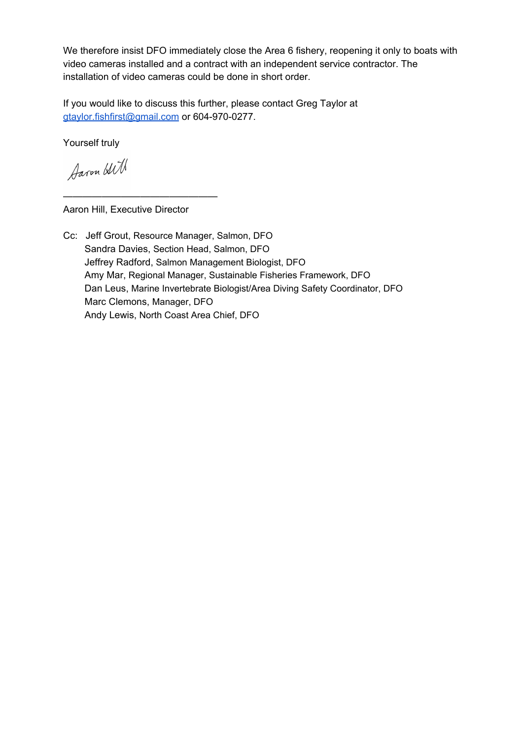We therefore insist DFO immediately close the Area 6 fishery, reopening it only to boats with video cameras installed and a contract with an independent service contractor. The installation of video cameras could be done in short order.

If you would like to discuss this further, please contact Greg Taylor at gtaylor.fishfirst@gmail.com or 604-970-0277.

Yourself truly

\_\_\_\_\_\_\_\_\_\_\_\_\_\_\_\_\_\_\_\_\_\_\_\_\_\_\_\_\_\_

Aaron Hill, Executive Director

Cc: Jeff Grout, Resource Manager, Salmon, DFO
Sandra Davies, Section Head, Salmon, DFO
Jeffrey Radford, Salmon Management Biologist, DFO
Amy Mar, Regional Manager, Sustainable Fisheries Framework, DFO
Dan Leus, Marine Invertebrate Biologist/Area Diving Safety Coordinator, DFO
Marc Clemons, Manager, DFO
Andy Lewis, North Coast Area Chief, DFO